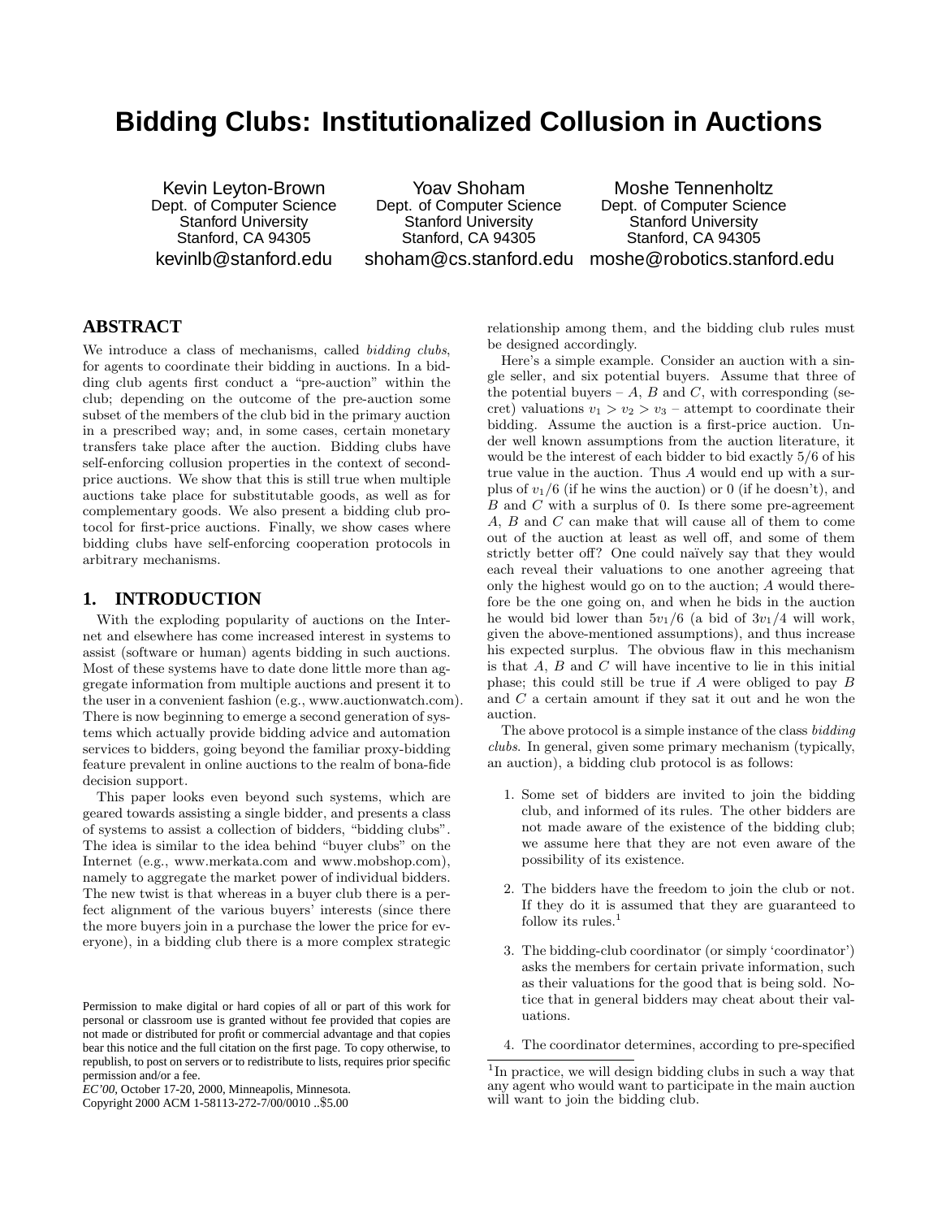# Bidding Clubs: Institutionalized Collusion in Auctions

Kevin Leyton-Brown
Dept. of Computer Science
Stanford University
Stanford, CA 94305
kevinlb@stanford.edu

Yoav Shoham
Dept. of Computer Science
Stanford University
Stanford, CA 94305
shoham@cs.stanford.edu

Moshe Tennenholtz
Dept. of Computer Science
Stanford University
Stanford, CA 94305
moshe@robotics.stanford.edu

## ABSTRACT

We introduce a class of mechanisms, called *bidding clubs*, for agents to coordinate their bidding in auctions. In a bidding club agents first conduct a "pre-auction" within the club; depending on the outcome of the pre-auction some subset of the members of the club bid in the primary auction in a prescribed way; and, in some cases, certain monetary transfers take place after the auction. Bidding clubs have self-enforcing collusion properties in the context of second-price auctions. We show that this is still true when multiple auctions take place for substitutable goods, as well as for complementary goods. We also present a bidding club protocol for first-price auctions. Finally, we show cases where bidding clubs have self-enforcing cooperation protocols in arbitrary mechanisms.

## 1. INTRODUCTION

With the exploding popularity of auctions on the Internet and elsewhere has come increased interest in systems to assist (software or human) agents bidding in such auctions. Most of these systems have to date done little more than aggregate information from multiple auctions and present it to the user in a convenient fashion (e.g., www.auctionwatch.com). There is now beginning to emerge a second generation of systems which actually provide bidding advice and automation services to bidders, going beyond the familiar proxy-bidding feature prevalent in online auctions to the realm of bona-fide decision support.

This paper looks even beyond such systems, which are geared towards assisting a single bidder, and presents a class of systems to assist a collection of bidders, "bidding clubs". The idea is similar to the idea behind "buyer clubs" on the Internet (e.g., www.merkata.com and www.mobshop.com), namely to aggregate the market power of individual bidders. The new twist is that whereas in a buyer club there is a perfect alignment of the various buyers' interests (since there the more buyers join in a purchase the lower the price for everyone), in a bidding club there is a more complex strategic relationship among them, and the bidding club rules must be designed accordingly.

Here's a simple example. Consider an auction with a single seller, and six potential buyers. Assume that three of the potential buyers – $A$, $B$ and $C$, with corresponding (secret) valuations $v_1 > v_2 > v_3$ – attempt to coordinate their bidding. Assume the auction is a first-price auction. Under well known assumptions from the auction literature, it would be the interest of each bidder to bid exactly 5/6 of his true value in the auction. Thus $A$ would end up with a surplus of $v_1/6$ (if he wins the auction) or 0 (if he doesn't), and $B$ and $C$ with a surplus of 0. Is there some pre-agreement $A$, $B$ and $C$ can make that will cause all of them to come out of the auction at least as well off, and some of them strictly better off? One could naïvely say that they would each reveal their valuations to one another agreeing that only the highest would go on to the auction; $A$ would therefore be the one going on, and when he bids in the auction he would bid lower than $5v_1/6$ (a bid of $3v_1/4$ will work, given the above-mentioned assumptions), and thus increase his expected surplus. The obvious flaw in this mechanism is that $A$, $B$ and $C$ will have incentive to lie in this initial phase; this could still be true if $A$ were obliged to pay $B$ and $C$ a certain amount if they sat it out and he won the auction.

The above protocol is a simple instance of the class *bidding clubs*. In general, given some primary mechanism (typically, an auction), a bidding club protocol is as follows:

1. Some set of bidders are invited to join the bidding club, and informed of its rules. The other bidders are not made aware of the existence of the bidding club; we assume here that they are not even aware of the possibility of its existence.
2. The bidders have the freedom to join the club or not. If they do it is assumed that they are guaranteed to follow its rules.[1]
3. The bidding-club coordinator (or simply 'coordinator') asks the members for certain private information, such as their valuations for the good that is being sold. Notice that in general bidders may cheat about their valuations.
4. The coordinator determines, according to pre-specified

[1]In practice, we will design bidding clubs in such a way that any agent who would want to participate in the main auction will want to join the bidding club.

Permission to make digital or hard copies of all or part of this work for personal or classroom use is granted without fee provided that copies are not made or distributed for profit or commercial advantage and that copies bear this notice and the full citation on the first page. To copy otherwise, to republish, to post on servers or to redistribute to lists, requires prior specific permission and/or a fee.
*EC'00*, October 17-20, 2000, Minneapolis, Minnesota.
Copyright 2000 ACM 1-58113-272-7/00/0010 ..$5.00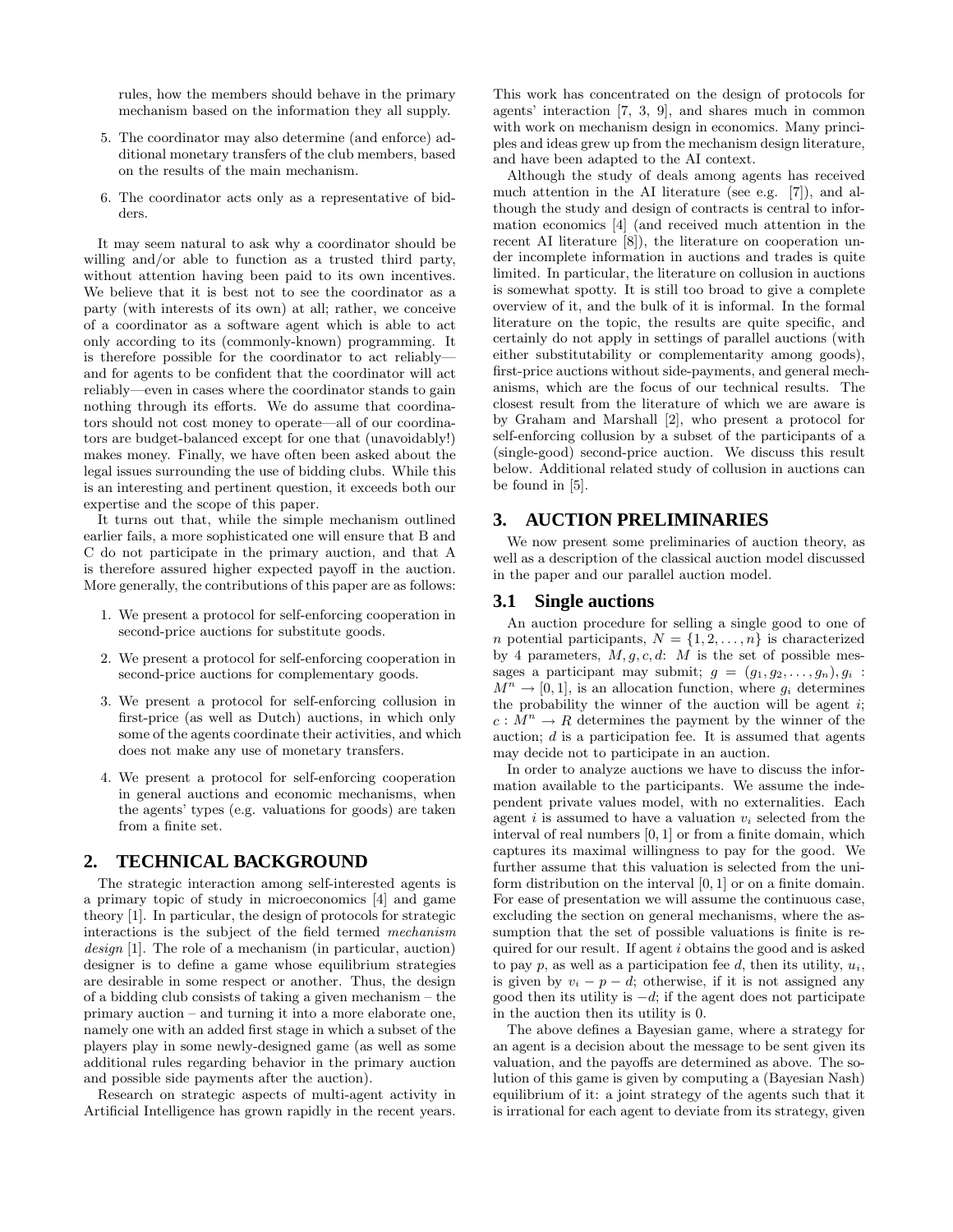rules, how the members should behave in the primary mechanism based on the information they all supply.

5. The coordinator may also determine (and enforce) additional monetary transfers of the club members, based on the results of the main mechanism.

6. The coordinator acts only as a representative of bidders.

It may seem natural to ask why a coordinator should be willing and/or able to function as a trusted third party, without attention having been paid to its own incentives. We believe that it is best not to see the coordinator as a party (with interests of its own) at all; rather, we conceive of a coordinator as a software agent which is able to act only according to its (commonly-known) programming. It is therefore possible for the coordinator to act reliably—and for agents to be confident that the coordinator will act reliably—even in cases where the coordinator stands to gain nothing through its efforts. We do assume that coordinators should not cost money to operate—all of our coordinators are budget-balanced except for one that (unavoidably!) makes money. Finally, we have often been asked about the legal issues surrounding the use of bidding clubs. While this is an interesting and pertinent question, it exceeds both our expertise and the scope of this paper.

It turns out that, while the simple mechanism outlined earlier fails, a more sophisticated one will ensure that B and C do not participate in the primary auction, and that A is therefore assured higher expected payoff in the auction. More generally, the contributions of this paper are as follows:

1. We present a protocol for self-enforcing cooperation in second-price auctions for substitute goods.

2. We present a protocol for self-enforcing cooperation in second-price auctions for complementary goods.

3. We present a protocol for self-enforcing collusion in first-price (as well as Dutch) auctions, in which only some of the agents coordinate their activities, and which does not make any use of monetary transfers.

4. We present a protocol for self-enforcing cooperation in general auctions and economic mechanisms, when the agents' types (e.g. valuations for goods) are taken from a finite set.

## 2. TECHNICAL BACKGROUND

The strategic interaction among self-interested agents is a primary topic of study in microeconomics [4] and game theory [1]. In particular, the design of protocols for strategic interactions is the subject of the field termed *mechanism design* [1]. The role of a mechanism (in particular, auction) designer is to define a game whose equilibrium strategies are desirable in some respect or another. Thus, the design of a bidding club consists of taking a given mechanism – the primary auction – and turning it into a more elaborate one, namely one with an added first stage in which a subset of the players play in some newly-designed game (as well as some additional rules regarding behavior in the primary auction and possible side payments after the auction).

Research on strategic aspects of multi-agent activity in Artificial Intelligence has grown rapidly in the recent years. This work has concentrated on the design of protocols for agents' interaction [7, 3, 9], and shares much in common with work on mechanism design in economics. Many principles and ideas grew up from the mechanism design literature, and have been adapted to the AI context.

Although the study of deals among agents has received much attention in the AI literature (see e.g. [7]), and although the study and design of contracts is central to information economics [4] (and received much attention in the recent AI literature [8]), the literature on cooperation under incomplete information in auctions and trades is quite limited. In particular, the literature on collusion in auctions is somewhat spotty. It is still too broad to give a complete overview of it, and the bulk of it is informal. In the formal literature on the topic, the results are quite specific, and certainly do not apply in settings of parallel auctions (with either substitutability or complementarity among goods), first-price auctions without side-payments, and general mechanisms, which are the focus of our technical results. The closest result from the literature of which we are aware is by Graham and Marshall [2], who present a protocol for self-enforcing collusion by a subset of the participants of a (single-good) second-price auction. We discuss this result below. Additional related study of collusion in auctions can be found in [5].

## 3. AUCTION PRELIMINARIES

We now present some preliminaries of auction theory, as well as a description of the classical auction model discussed in the paper and our parallel auction model.

### 3.1 Single auctions

An auction procedure for selling a single good to one of $n$ potential participants, $N = \{1, 2, \ldots, n\}$ is characterized by 4 parameters, $M, g, c, d$: $M$ is the set of possible messages a participant may submit; $g = (g_1, g_2, \ldots, g_n), g_i : M^n \rightarrow [0, 1]$, is an allocation function, where $g_i$ determines the probability the winner of the auction will be agent $i$; $c : M^n \rightarrow R$ determines the payment by the winner of the auction; $d$ is a participation fee. It is assumed that agents may decide not to participate in an auction.

In order to analyze auctions we have to discuss the information available to the participants. We assume the independent private values model, with no externalities. Each agent $i$ is assumed to have a valuation $v_i$ selected from the interval of real numbers $[0, 1]$ or from a finite domain, which captures its maximal willingness to pay for the good. We further assume that this valuation is selected from the uniform distribution on the interval $[0, 1]$ or on a finite domain. For ease of presentation we will assume the continuous case, excluding the section on general mechanisms, where the assumption that the set of possible valuations is finite is required for our result. If agent $i$ obtains the good and is asked to pay $p$, as well as a participation fee $d$, then its utility, $u_i$, is given by $v_i - p - d$; otherwise, if it is not assigned any good then its utility is $-d$; if the agent does not participate in the auction then its utility is 0.

The above defines a Bayesian game, where a strategy for an agent is a decision about the message to be sent given its valuation, and the payoffs are determined as above. The solution of this game is given by computing a (Bayesian Nash) equilibrium of it: a joint strategy of the agents such that it is irrational for each agent to deviate from its strategy, given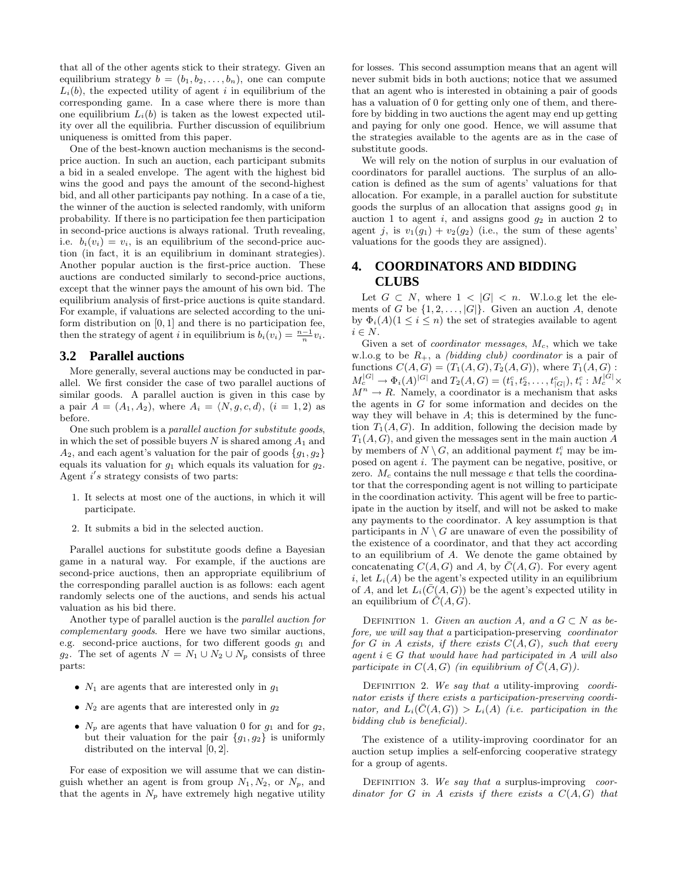that all of the other agents stick to their strategy. Given an equilibrium strategy $b = (b_1, b_2, \ldots, b_n)$, one can compute $L_i(b)$, the expected utility of agent $i$ in equilibrium of the corresponding game. In a case where there is more than one equilibrium $L_i(b)$ is taken as the lowest expected utility over all the equilibria. Further discussion of equilibrium uniqueness is omitted from this paper.

One of the best-known auction mechanisms is the second-price auction. In such an auction, each participant submits a bid in a sealed envelope. The agent with the highest bid wins the good and pays the amount of the second-highest bid, and all other participants pay nothing. In a case of a tie, the winner of the auction is selected randomly, with uniform probability. If there is no participation fee then participation in second-price auctions is always rational. Truth revealing, i.e. $b_i(v_i) = v_i$, is an equilibrium of the second-price auction (in fact, it is an equilibrium in dominant strategies). Another popular auction is the first-price auction. These auctions are conducted similarly to second-price auctions, except that the winner pays the amount of his own bid. The equilibrium analysis of first-price auctions is quite standard. For example, if valuations are selected according to the uniform distribution on $[0, 1]$ and there is no participation fee, then the strategy of agent $i$ in equilibrium is $b_i(v_i) = \frac{n-1}{n} v_i$.

## 3.2 Parallel auctions

More generally, several auctions may be conducted in parallel. We first consider the case of two parallel auctions of similar goods. A parallel auction is given in this case by a pair $A = (A_1, A_2)$, where $A_i = \langle N, g, c, d \rangle$, $(i = 1, 2)$ as before.

One such problem is a *parallel auction for substitute goods*, in which the set of possible buyers $N$ is shared among $A_1$ and $A_2$, and each agent's valuation for the pair of goods $\{g_1, g_2\}$ equals its valuation for $g_1$ which equals its valuation for $g_2$. Agent $i$'s strategy consists of two parts:

1. It selects at most one of the auctions, in which it will participate.
2. It submits a bid in the selected auction.

Parallel auctions for substitute goods define a Bayesian game in a natural way. For example, if the auctions are second-price auctions, then an appropriate equilibrium of the corresponding parallel auction is as follows: each agent randomly selects one of the auctions, and sends his actual valuation as his bid there.

Another type of parallel auction is the *parallel auction for complementary goods*. Here we have two similar auctions, e.g. second-price auctions, for two different goods $g_1$ and $g_2$. The set of agents $N = N_1 \cup N_2 \cup N_p$ consists of three parts:

- $N_1$ are agents that are interested only in $g_1$
- $N_2$ are agents that are interested only in $g_2$
- $N_p$ are agents that have valuation 0 for $g_1$ and for $g_2$, but their valuation for the pair $\{g_1, g_2\}$ is uniformly distributed on the interval $[0, 2]$.

For ease of exposition we will assume that we can distinguish whether an agent is from group $N_1, N_2$, or $N_p$, and that the agents in $N_p$ have extremely high negative utility for losses. This second assumption means that an agent will never submit bids in both auctions; notice that we assumed that an agent who is interested in obtaining a pair of goods has a valuation of 0 for getting only one of them, and therefore by bidding in two auctions the agent may end up getting and paying for only one good. Hence, we will assume that the strategies available to the agents are as in the case of substitute goods.

We will rely on the notion of surplus in our evaluation of coordinators for parallel auctions. The surplus of an allocation is defined as the sum of agents' valuations for that allocation. For example, in a parallel auction for substitute goods the surplus of an allocation that assigns good $g_1$ in auction 1 to agent $i$, and assigns good $g_2$ in auction 2 to agent $j$, is $v_1(g_1) + v_2(g_2)$ (i.e., the sum of these agents' valuations for the goods they are assigned).

# 4. COORDINATORS AND BIDDING CLUBS

Let $G \subset N$, where $1 < |G| < n$. W.l.o.g let the elements of $G$ be $\{1, 2, \ldots, |G|\}$. Given an auction $A$, denote by $\Phi_i(A) (1 \leq i \leq n)$ the set of strategies available to agent $i \in N$.

Given a set of *coordinator messages*, $M_c$, which we take w.l.o.g to be $R_+$, a *(bidding club) coordinator* is a pair of functions $C(A, G) = (T_1(A, G), T_2(A, G))$, where $T_1(A, G) : M_c^{|G|} \rightarrow \Phi_i(A)^{|G|}$ and $T_2(A, G) = (t_1^c, t_2^c, \ldots, t_{|G|}^c)$, $t_i^c : M_c^{|G|} \times M^n \rightarrow R$. Namely, a coordinator is a mechanism that asks the agents in $G$ for some information and decides on the way they will behave in $A$; this is determined by the function $T_1(A, G)$. In addition, following the decision made by $T_1(A, G)$, and given the messages sent in the main auction $A$ by members of $N \setminus G$, an additional payment $t_i^c$ may be imposed on agent $i$. The payment can be negative, positive, or zero. $M_c$ contains the null message $e$ that tells the coordinator that the corresponding agent is not willing to participate in the coordination activity. This agent will be free to participate in the auction by itself, and will not be asked to make any payments to the coordinator. A key assumption is that participants in $N \setminus G$ are unaware of even the possibility of the existence of a coordinator, and that they act according to an equilibrium of $A$. We denote the game obtained by concatenating $C(A, G)$ and $A$, by $\bar{C}(A, G)$. For every agent $i$, let $L_i(A)$ be the agent's expected utility in an equilibrium of $A$, and let $L_i(\bar{C}(A, G))$ be the agent's expected utility in an equilibrium of $\bar{C}(A, G)$.

Definition 1. *Given an auction $A$, and a $G \subset N$ as before, we will say that a* participation-preserving *coordinator for $G$ in $A$ exists, if there exists $C(A, G)$, such that every agent $i \in G$ that would have had participated in $A$ will also participate in $C(A, G)$ (in equilibrium of $\bar{C}(A, G)$).*

Definition 2. *We say that a* utility-improving *coordinator exists if there exists a participation-preserving coordinator, and $L_i(\bar{C}(A, G)) > L_i(A)$ (i.e. participation in the bidding club is beneficial).*

The existence of a utility-improving coordinator for an auction setup implies a self-enforcing cooperative strategy for a group of agents.

Definition 3. *We say that a* surplus-improving *coordinator for $G$ in $A$ exists if there exists a $C(A, G)$ that*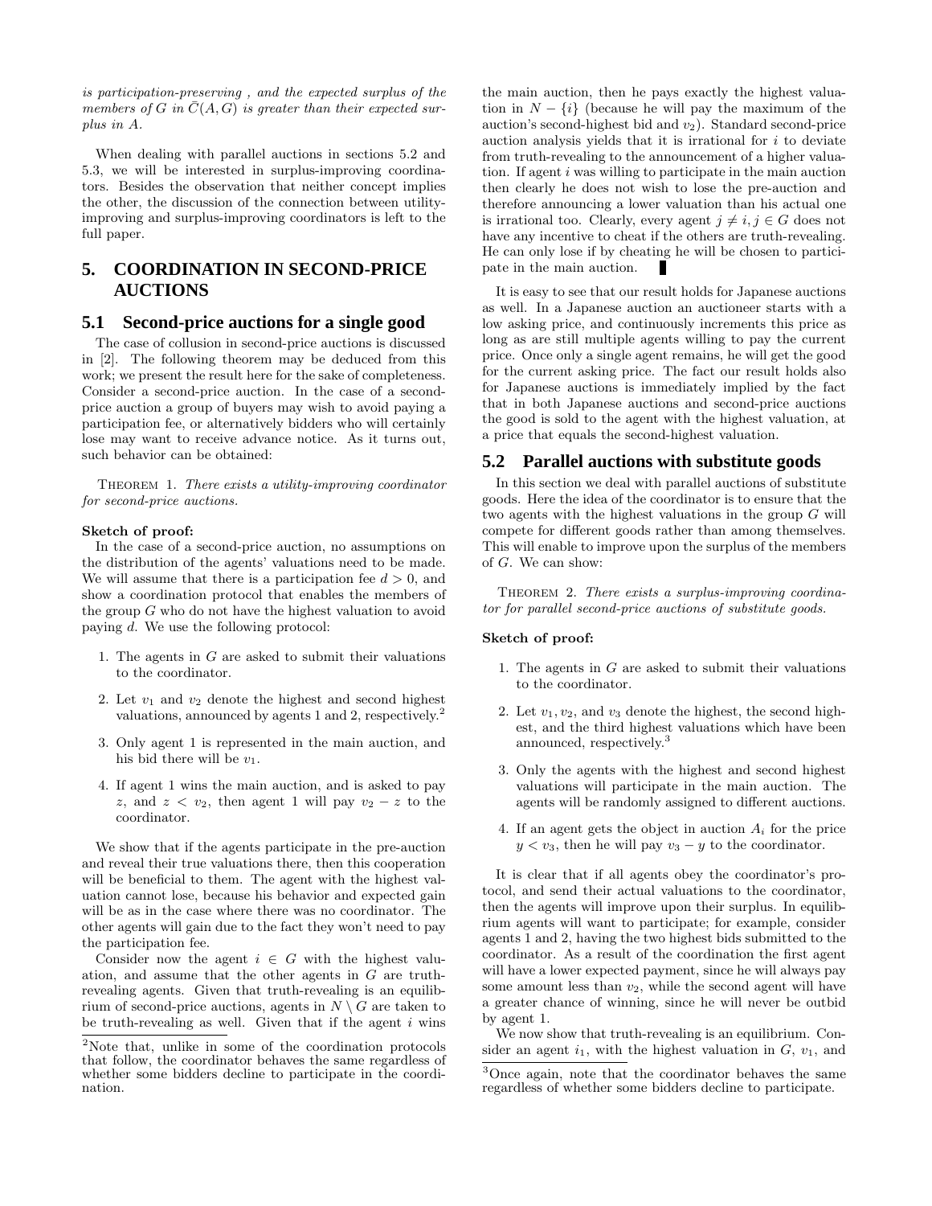*is participation-preserving , and the expected surplus of the members of $G$ in $\bar{C}(A, G)$ is greater than their expected surplus in $A$.*

When dealing with parallel auctions in sections 5.2 and 5.3, we will be interested in surplus-improving coordinators. Besides the observation that neither concept implies the other, the discussion of the connection between utility-improving and surplus-improving coordinators is left to the full paper.

## 5. COORDINATION IN SECOND-PRICE AUCTIONS

### 5.1 Second-price auctions for a single good

The case of collusion in second-price auctions is discussed in [2]. The following theorem may be deduced from this work; we present the result here for the sake of completeness. Consider a second-price auction. In the case of a second-price auction a group of buyers may wish to avoid paying a participation fee, or alternatively bidders who will certainly lose may want to receive advance notice. As it turns out, such behavior can be obtained:

THEOREM 1. *There exists a utility-improving coordinator for second-price auctions.*

**Sketch of proof:**

In the case of a second-price auction, no assumptions on the distribution of the agents' valuations need to be made. We will assume that there is a participation fee $d > 0$, and show a coordination protocol that enables the members of the group $G$ who do not have the highest valuation to avoid paying $d$. We use the following protocol:

1. The agents in $G$ are asked to submit their valuations to the coordinator.
2. Let $v_1$ and $v_2$ denote the highest and second highest valuations, announced by agents 1 and 2, respectively.[2]
3. Only agent 1 is represented in the main auction, and his bid there will be $v_1$.
4. If agent 1 wins the main auction, and is asked to pay $z$, and $z < v_2$, then agent 1 will pay $v_2 - z$ to the coordinator.

We show that if the agents participate in the pre-auction and reveal their true valuations there, then this cooperation will be beneficial to them. The agent with the highest valuation cannot lose, because his behavior and expected gain will be as in the case where there was no coordinator. The other agents will gain due to the fact they won't need to pay the participation fee.

Consider now the agent $i \in G$ with the highest valuation, and assume that the other agents in $G$ are truth-revealing agents. Given that truth-revealing is an equilibrium of second-price auctions, agents in $N \setminus G$ are taken to be truth-revealing as well. Given that if the agent $i$ wins the main auction, then he pays exactly the highest valuation in $N - \{i\}$ (because he will pay the maximum of the auction's second-highest bid and $v_2$). Standard second-price auction analysis yields that it is irrational for $i$ to deviate from truth-revealing to the announcement of a higher valuation. If agent $i$ was willing to participate in the main auction then clearly he does not wish to lose the pre-auction and therefore announcing a lower valuation than his actual one is irrational too. Clearly, every agent $j \neq i, j \in G$ does not have any incentive to cheat if the others are truth-revealing. He can only lose if by cheating he will be chosen to participate in the main auction. ∎

[2] Note that, unlike in some of the coordination protocols that follow, the coordinator behaves the same regardless of whether some bidders decline to participate in the coordination.

It is easy to see that our result holds for Japanese auctions as well. In a Japanese auction an auctioneer starts with a low asking price, and continuously increments this price as long as are still multiple agents willing to pay the current price. Once only a single agent remains, he will get the good for the current asking price. The fact our result holds also for Japanese auctions is immediately implied by the fact that in both Japanese auctions and second-price auctions the good is sold to the agent with the highest valuation, at a price that equals the second-highest valuation.

### 5.2 Parallel auctions with substitute goods

In this section we deal with parallel auctions of substitute goods. Here the idea of the coordinator is to ensure that the two agents with the highest valuations in the group $G$ will compete for different goods rather than among themselves. This will enable to improve upon the surplus of the members of $G$. We can show:

THEOREM 2. *There exists a surplus-improving coordinator for parallel second-price auctions of substitute goods.*

**Sketch of proof:**

1. The agents in $G$ are asked to submit their valuations to the coordinator.
2. Let $v_1, v_2$, and $v_3$ denote the highest, the second highest, and the third highest valuations which have been announced, respectively.[3]
3. Only the agents with the highest and second highest valuations will participate in the main auction. The agents will be randomly assigned to different auctions.
4. If an agent gets the object in auction $A_i$ for the price $y < v_3$, then he will pay $v_3 - y$ to the coordinator.

It is clear that if all agents obey the coordinator's protocol, and send their actual valuations to the coordinator, then the agents will improve upon their surplus. In equilibrium agents will want to participate; for example, consider agents 1 and 2, having the two highest bids submitted to the coordinator. As a result of the coordination the first agent will have a lower expected payment, since he will always pay some amount less than $v_2$, while the second agent will have a greater chance of winning, since he will never be outbid by agent 1.

We now show that truth-revealing is an equilibrium. Consider an agent $i_1$, with the highest valuation in $G$, $v_1$, and

[3] Once again, note that the coordinator behaves the same regardless of whether some bidders decline to participate.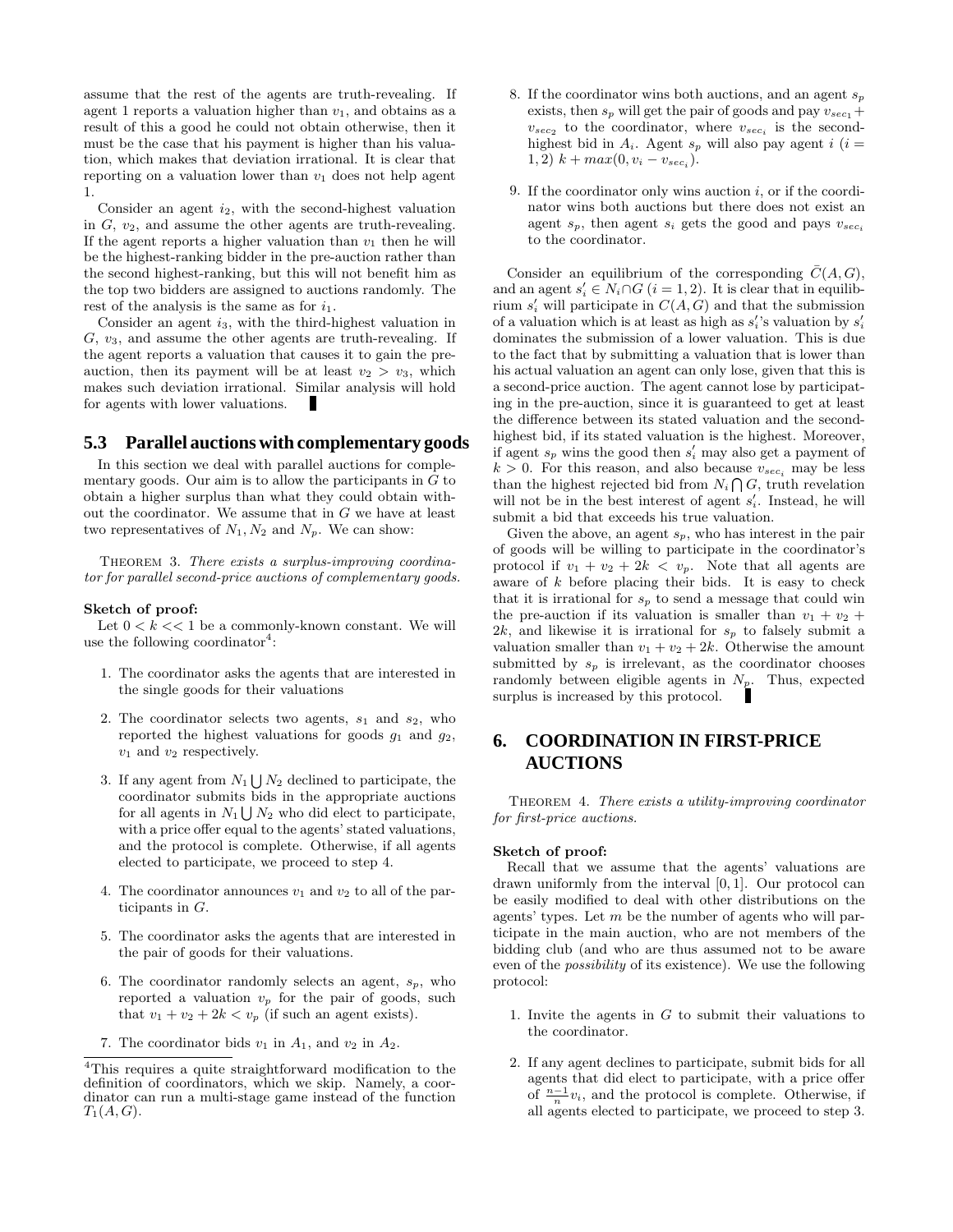assume that the rest of the agents are truth-revealing. If agent 1 reports a valuation higher than $v_1$, and obtains as a result of this a good he could not obtain otherwise, then it must be the case that his payment is higher than his valuation, which makes that deviation irrational. It is clear that reporting on a valuation lower than $v_1$ does not help agent 1.

Consider an agent $i_2$, with the second-highest valuation in $G$, $v_2$, and assume the other agents are truth-revealing. If the agent reports a higher valuation than $v_1$ then he will be the highest-ranking bidder in the pre-auction rather than the second highest-ranking, but this will not benefit him as the top two bidders are assigned to auctions randomly. The rest of the analysis is the same as for $i_1$.

Consider an agent $i_3$, with the third-highest valuation in $G$, $v_3$, and assume the other agents are truth-revealing. If the agent reports a valuation that causes it to gain the pre-auction, then its payment will be at least $v_2 > v_3$, which makes such deviation irrational. Similar analysis will hold for agents with lower valuations. ∎

### 5.3 Parallel auctions with complementary goods

In this section we deal with parallel auctions for complementary goods. Our aim is to allow the participants in $G$ to obtain a higher surplus than what they could obtain without the coordinator. We assume that in $G$ we have at least two representatives of $N_1, N_2$ and $N_p$. We can show:

Theorem 3. *There exists a surplus-improving coordinator for parallel second-price auctions of complementary goods.*

**Sketch of proof:**

Let $0 < k << 1$ be a commonly-known constant. We will use the following coordinator[4]:

1. The coordinator asks the agents that are interested in the single goods for their valuations
2. The coordinator selects two agents, $s_1$ and $s_2$, who reported the highest valuations for goods $g_1$ and $g_2$, $v_1$ and $v_2$ respectively.
3. If any agent from $N_1 \bigcup N_2$ declined to participate, the coordinator submits bids in the appropriate auctions for all agents in $N_1 \bigcup N_2$ who did elect to participate, with a price offer equal to the agents' stated valuations, and the protocol is complete. Otherwise, if all agents elected to participate, we proceed to step 4.
4. The coordinator announces $v_1$ and $v_2$ to all of the participants in $G$.
5. The coordinator asks the agents that are interested in the pair of goods for their valuations.
6. The coordinator randomly selects an agent, $s_p$, who reported a valuation $v_p$ for the pair of goods, such that $v_1 + v_2 + 2k < v_p$ (if such an agent exists).
7. The coordinator bids $v_1$ in $A_1$, and $v_2$ in $A_2$.
8. If the coordinator wins both auctions, and an agent $s_p$ exists, then $s_p$ will get the pair of goods and pay $v_{sec_1} + v_{sec_2}$ to the coordinator, where $v_{sec_i}$ is the second-highest bid in $A_i$. Agent $s_p$ will also pay agent $i$ ($i = 1, 2$) $k + max(0, v_i - v_{sec_i})$.
9. If the coordinator only wins auction $i$, or if the coordinator wins both auctions but there does not exist an agent $s_p$, then agent $s_i$ gets the good and pays $v_{sec_i}$ to the coordinator.

[4]This requires a quite straightforward modification to the definition of coordinators, which we skip. Namely, a coordinator can run a multi-stage game instead of the function $T_1(A, G)$.

Consider an equilibrium of the corresponding $\bar{C}(A, G)$, and an agent $s_i' \in N_i \cap G$ ($i = 1, 2$). It is clear that in equilibrium $s_i'$ will participate in $C(A, G)$ and that the submission of a valuation which is at least as high as $s_i'$'s valuation by $s_i'$ dominates the submission of a lower valuation. This is due to the fact that by submitting a valuation that is lower than his actual valuation an agent can only lose, given that this is a second-price auction. The agent cannot lose by participating in the pre-auction, since it is guaranteed to get at least the difference between its stated valuation and the second-highest bid, if its stated valuation is the highest. Moreover, if agent $s_p$ wins the good then $s_i'$ may also get a payment of $k > 0$. For this reason, and also because $v_{sec_i}$ may be less than the highest rejected bid from $N_i \bigcap G$, truth revelation will not be in the best interest of agent $s_i'$. Instead, he will submit a bid that exceeds his true valuation.

Given the above, an agent $s_p$, who has interest in the pair of goods will be willing to participate in the coordinator's protocol if $v_1 + v_2 + 2k < v_p$. Note that all agents are aware of $k$ before placing their bids. It is easy to check that it is irrational for $s_p$ to send a message that could win the pre-auction if its valuation is smaller than $v_1 + v_2 + 2k$, and likewise it is irrational for $s_p$ to falsely submit a valuation smaller than $v_1 + v_2 + 2k$. Otherwise the amount submitted by $s_p$ is irrelevant, as the coordinator chooses randomly between eligible agents in $N_p$. Thus, expected surplus is increased by this protocol. ∎

## 6. COORDINATION IN FIRST-PRICE AUCTIONS

Theorem 4. *There exists a utility-improving coordinator for first-price auctions.*

**Sketch of proof:**

Recall that we assume that the agents' valuations are drawn uniformly from the interval $[0, 1]$. Our protocol can be easily modified to deal with other distributions on the agents' types. Let $m$ be the number of agents who will participate in the main auction, who are not members of the bidding club (and who are thus assumed not to be aware even of the *possibility* of its existence). We use the following protocol:

1. Invite the agents in $G$ to submit their valuations to the coordinator.
2. If any agent declines to participate, submit bids for all agents that did elect to participate, with a price offer of $\frac{n-1}{n} v_i$, and the protocol is complete. Otherwise, if all agents elected to participate, we proceed to step 3.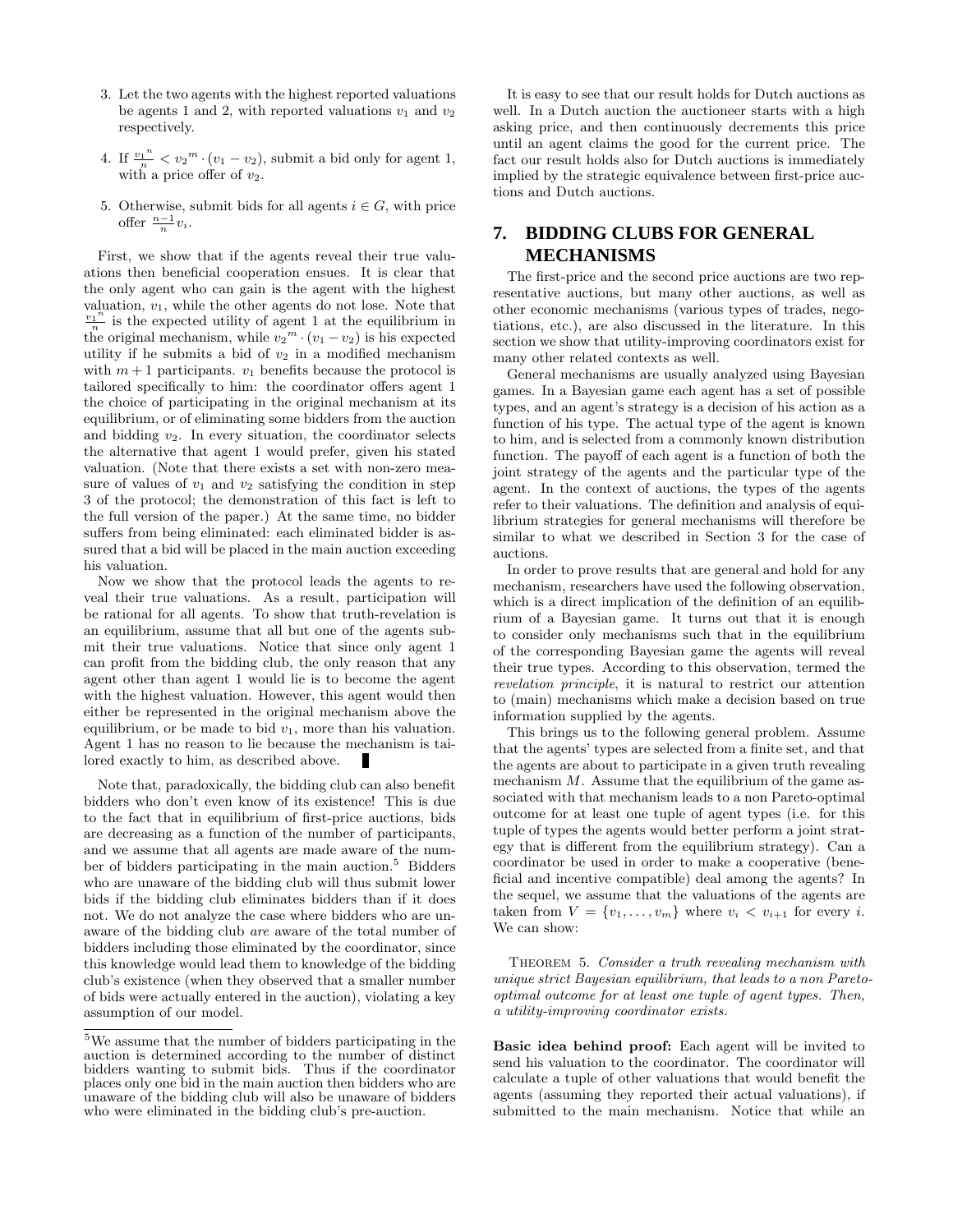3. Let the two agents with the highest reported valuations be agents 1 and 2, with reported valuations $v_1$ and $v_2$ respectively.

4. If $\frac{{v_1}^n}{n} < {v_2}^m \cdot (v_1 - v_2)$, submit a bid only for agent 1, with a price offer of $v_2$.

5. Otherwise, submit bids for all agents $i \in G$, with price offer $\frac{n-1}{n} v_i$.

First, we show that if the agents reveal their true valuations then beneficial cooperation ensues. It is clear that the only agent who can gain is the agent with the highest valuation, $v_1$, while the other agents do not lose. Note that $\frac{{v_1}^n}{n}$ is the expected utility of agent 1 at the equilibrium in the original mechanism, while ${v_2}^m \cdot (v_1 - v_2)$ is his expected utility if he submits a bid of $v_2$ in a modified mechanism with $m + 1$ participants. $v_1$ benefits because the protocol is tailored specifically to him: the coordinator offers agent 1 the choice of participating in the original mechanism at its equilibrium, or of eliminating some bidders from the auction and bidding $v_2$. In every situation, the coordinator selects the alternative that agent 1 would prefer, given his stated valuation. (Note that there exists a set with non-zero measure of values of $v_1$ and $v_2$ satisfying the condition in step 3 of the protocol; the demonstration of this fact is left to the full version of the paper.) At the same time, no bidder suffers from being eliminated: each eliminated bidder is assured that a bid will be placed in the main auction exceeding his valuation.

Now we show that the protocol leads the agents to reveal their true valuations. As a result, participation will be rational for all agents. To show that truth-revelation is an equilibrium, assume that all but one of the agents submit their true valuations. Notice that since only agent 1 can profit from the bidding club, the only reason that any agent other than agent 1 would lie is to become the agent with the highest valuation. However, this agent would then either be represented in the original mechanism above the equilibrium, or be made to bid $v_1$, more than his valuation. Agent 1 has no reason to lie because the mechanism is tailored exactly to him, as described above. ∎

Note that, paradoxically, the bidding club can also benefit bidders who don't even know of its existence! This is due to the fact that in equilibrium of first-price auctions, bids are decreasing as a function of the number of participants, and we assume that all agents are made aware of the number of bidders participating in the main auction.[5] Bidders who are unaware of the bidding club will thus submit lower bids if the bidding club eliminates bidders than if it does not. We do not analyze the case where bidders who are unaware of the bidding club *are* aware of the total number of bidders including those eliminated by the coordinator, since this knowledge would lead them to knowledge of the bidding club's existence (when they observed that a smaller number of bids were actually entered in the auction), violating a key assumption of our model.

[5] We assume that the number of bidders participating in the auction is determined according to the number of distinct bidders wanting to submit bids. Thus if the coordinator places only one bid in the main auction then bidders who are unaware of the bidding club will also be unaware of bidders who were eliminated in the bidding club's pre-auction.

It is easy to see that our result holds for Dutch auctions as well. In a Dutch auction the auctioneer starts with a high asking price, and then continuously decrements this price until an agent claims the good for the current price. The fact our result holds also for Dutch auctions is immediately implied by the strategic equivalence between first-price auctions and Dutch auctions.

## 7. BIDDING CLUBS FOR GENERAL MECHANISMS

The first-price and the second price auctions are two representative auctions, but many other auctions, as well as other economic mechanisms (various types of trades, negotiations, etc.), are also discussed in the literature. In this section we show that utility-improving coordinators exist for many other related contexts as well.

General mechanisms are usually analyzed using Bayesian games. In a Bayesian game each agent has a set of possible types, and an agent's strategy is a decision of his action as a function of his type. The actual type of the agent is known to him, and is selected from a commonly known distribution function. The payoff of each agent is a function of both the joint strategy of the agents and the particular type of the agent. In the context of auctions, the types of the agents refer to their valuations. The definition and analysis of equilibrium strategies for general mechanisms will therefore be similar to what we described in Section 3 for the case of auctions.

In order to prove results that are general and hold for any mechanism, researchers have used the following observation, which is a direct implication of the definition of an equilibrium of a Bayesian game. It turns out that it is enough to consider only mechanisms such that in the equilibrium of the corresponding Bayesian game the agents will reveal their true types. According to this observation, termed the *revelation principle*, it is natural to restrict our attention to (main) mechanisms which make a decision based on true information supplied by the agents.

This brings us to the following general problem. Assume that the agents' types are selected from a finite set, and that the agents are about to participate in a given truth revealing mechanism $M$. Assume that the equilibrium of the game associated with that mechanism leads to a non Pareto-optimal outcome for at least one tuple of agent types (i.e. for this tuple of types the agents would better perform a joint strategy that is different from the equilibrium strategy). Can a coordinator be used in order to make a cooperative (beneficial and incentive compatible) deal among the agents? In the sequel, we assume that the valuations of the agents are taken from $V = \{v_1, \ldots, v_m\}$ where $v_i < v_{i+1}$ for every $i$. We can show:

THEOREM 5. *Consider a truth revealing mechanism with unique strict Bayesian equilibrium, that leads to a non Pareto-optimal outcome for at least one tuple of agent types. Then, a utility-improving coordinator exists.*

**Basic idea behind proof:** Each agent will be invited to send his valuation to the coordinator. The coordinator will calculate a tuple of other valuations that would benefit the agents (assuming they reported their actual valuations), if submitted to the main mechanism. Notice that while an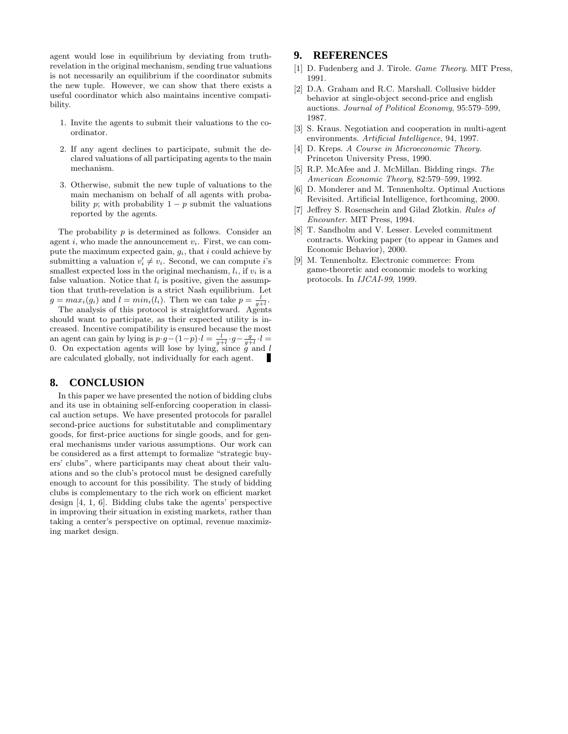agent would lose in equilibrium by deviating from truth-revelation in the original mechanism, sending true valuations is not necessarily an equilibrium if the coordinator submits the new tuple. However, we can show that there exists a useful coordinator which also maintains incentive compatibility.

1. Invite the agents to submit their valuations to the coordinator.
2. If any agent declines to participate, submit the declared valuations of all participating agents to the main mechanism.
3. Otherwise, submit the new tuple of valuations to the main mechanism on behalf of all agents with probability $p$; with probability $1-p$ submit the valuations reported by the agents.

The probability $p$ is determined as follows. Consider an agent $i$, who made the announcement $v_i$. First, we can compute the maximum expected gain, $g_i$, that $i$ could achieve by submitting a valuation $v'_i \neq v_i$. Second, we can compute $i$'s smallest expected loss in the original mechanism, $l_i$, if $v_i$ is a false valuation. Notice that $l_i$ is positive, given the assumption that truth-revelation is a strict Nash equilibrium. Let $g = max_i(g_i)$ and $l = min_i(l_i)$. Then we can take $p = \frac{l}{g+l}$.

The analysis of this protocol is straightforward. Agents should want to participate, as their expected utility is increased. Incentive compatibility is ensured because the most an agent can gain by lying is $p \cdot g - (1-p) \cdot l = \frac{l}{g+l} \cdot g - \frac{g}{g+l} \cdot l = 0$. On expectation agents will lose by lying, since $g$ and $l$ are calculated globally, not individually for each agent. ∎

## 8. CONCLUSION

In this paper we have presented the notion of bidding clubs and its use in obtaining self-enforcing cooperation in classical auction setups. We have presented protocols for parallel second-price auctions for substitutable and complimentary goods, for first-price auctions for single goods, and for general mechanisms under various assumptions. Our work can be considered as a first attempt to formalize "strategic buyers' clubs", where participants may cheat about their valuations and so the club's protocol must be designed carefully enough to account for this possibility. The study of bidding clubs is complementary to the rich work on efficient market design [4, 1, 6]. Bidding clubs take the agents' perspective in improving their situation in existing markets, rather than taking a center's perspective on optimal, revenue maximizing market design.

## 9. REFERENCES

[1] D. Fudenberg and J. Tirole. *Game Theory*. MIT Press, 1991.

[2] D.A. Graham and R.C. Marshall. Collusive bidder behavior at single-object second-price and english auctions. *Journal of Political Economy*, 95:579–599, 1987.

[3] S. Kraus. Negotiation and cooperation in multi-agent environments. *Artificial Intelligence*, 94, 1997.

[4] D. Kreps. *A Course in Microeconomic Theory*. Princeton University Press, 1990.

[5] R.P. McAfee and J. McMillan. Bidding rings. *The American Economic Theory*, 82:579–599, 1992.

[6] D. Monderer and M. Tennenholtz. Optimal Auctions Revisited. Artificial Intelligence, forthcoming, 2000.

[7] Jeffrey S. Rosenschein and Gilad Zlotkin. *Rules of Encounter*. MIT Press, 1994.

[8] T. Sandholm and V. Lesser. Leveled commitment contracts. Working paper (to appear in Games and Economic Behavior), 2000.

[9] M. Tennenholtz. Electronic commerce: From game-theoretic and economic models to working protocols. In *IJCAI-99*, 1999.